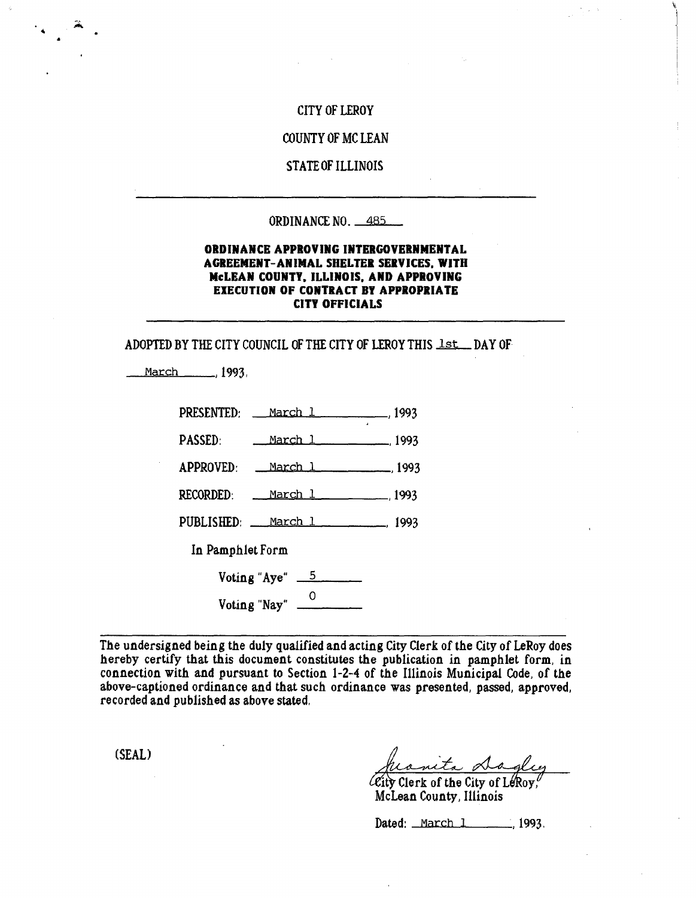CITY OF LEROY

COUNTY OF MC LEAN

STATE OF ILLINOIS

---

ORDINANCE NO. 485

**ORDINANCE APPROVING INTERGOVERNMENTAL AGREEMENT-ANIMAL SHELTER SERVICES, WITH McLEAN COUNTY, ILLINOIS, AND APPROVING EXECUTION OF CONTRACT BY APPROPRIATE CITY OFFICIALS**

---

ADOPTED BY THE CITY COUNCIL OF THE CITY OF LEROY THIS 1st DAY OF March, 1993.

PRESENTED: March 1, 1993

PASSED: March 1, 1993

APPROVED: March 1, 1993

RECORDED: March 1, 1993

PUBLISHED: March 1, 1993

In Pamphlet Form

Voting "Aye" 5

Voting "Nay" 0

---

The undersigned being the duly qualified and acting City Clerk of the City of LeRoy does hereby certify that this document constitutes the publication in pamphlet form, in connection with and pursuant to Section 1-2-4 of the Illinois Municipal Code, of the above-captioned ordinance and that such ordinance was presented, passed, approved, recorded and published as above stated.

(SEAL)

Juanita Dagley
City Clerk of the City of LeRoy,
McLean County, Illinois

Dated: March 1, 1993.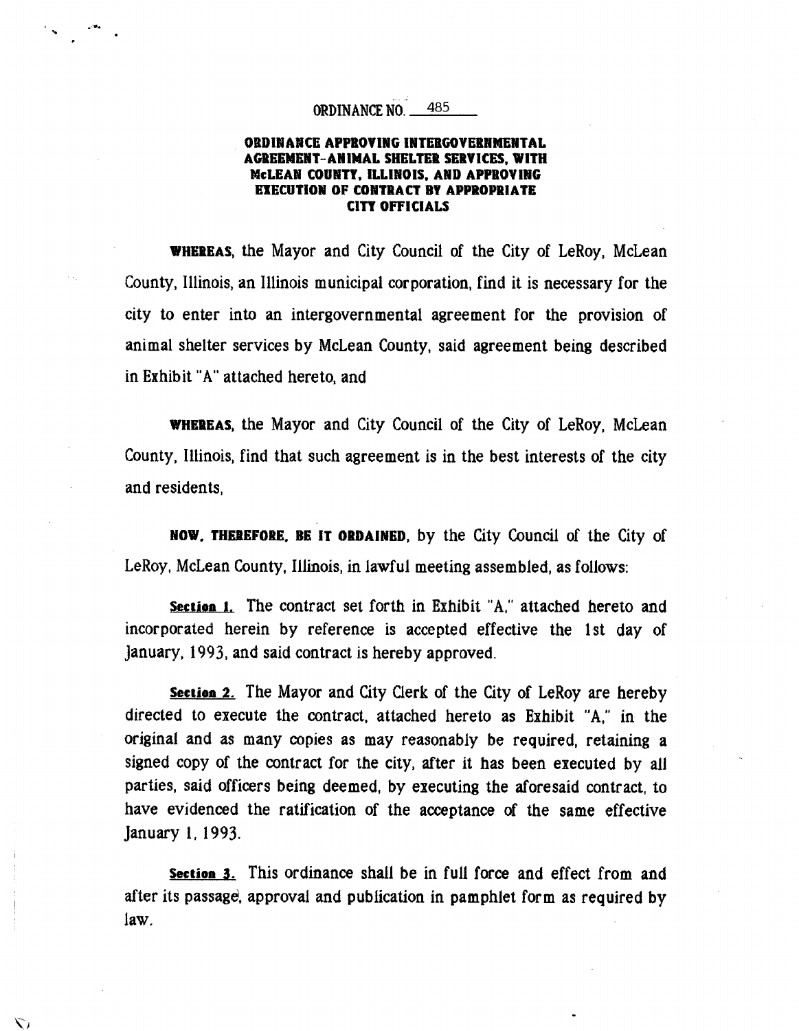ORDINANCE NO. 485

**ORDINANCE APPROVING INTERGOVERNMENTAL AGREEMENT-ANIMAL SHELTER SERVICES, WITH McLEAN COUNTY, ILLINOIS, AND APPROVING EXECUTION OF CONTRACT BY APPROPRIATE CITY OFFICIALS**

**WHEREAS**, the Mayor and City Council of the City of LeRoy, McLean County, Illinois, an Illinois municipal corporation, find it is necessary for the city to enter into an intergovernmental agreement for the provision of animal shelter services by McLean County, said agreement being described in Exhibit "A" attached hereto, and

**WHEREAS**, the Mayor and City Council of the City of LeRoy, McLean County, Illinois, find that such agreement is in the best interests of the city and residents,

**NOW, THEREFORE, BE IT ORDAINED**, by the City Council of the City of LeRoy, McLean County, Illinois, in lawful meeting assembled, as follows:

**Section 1.** The contract set forth in Exhibit "A," attached hereto and incorporated herein by reference is accepted effective the 1st day of January, 1993, and said contract is hereby approved.

**Section 2.** The Mayor and City Clerk of the City of LeRoy are hereby directed to execute the contract, attached hereto as Exhibit "A," in the original and as many copies as may reasonably be required, retaining a signed copy of the contract for the city, after it has been executed by all parties, said officers being deemed, by executing the aforesaid contract, to have evidenced the ratification of the acceptance of the same effective January 1, 1993.

**Section 3.** This ordinance shall be in full force and effect from and after its passage, approval and publication in pamphlet form as required by law.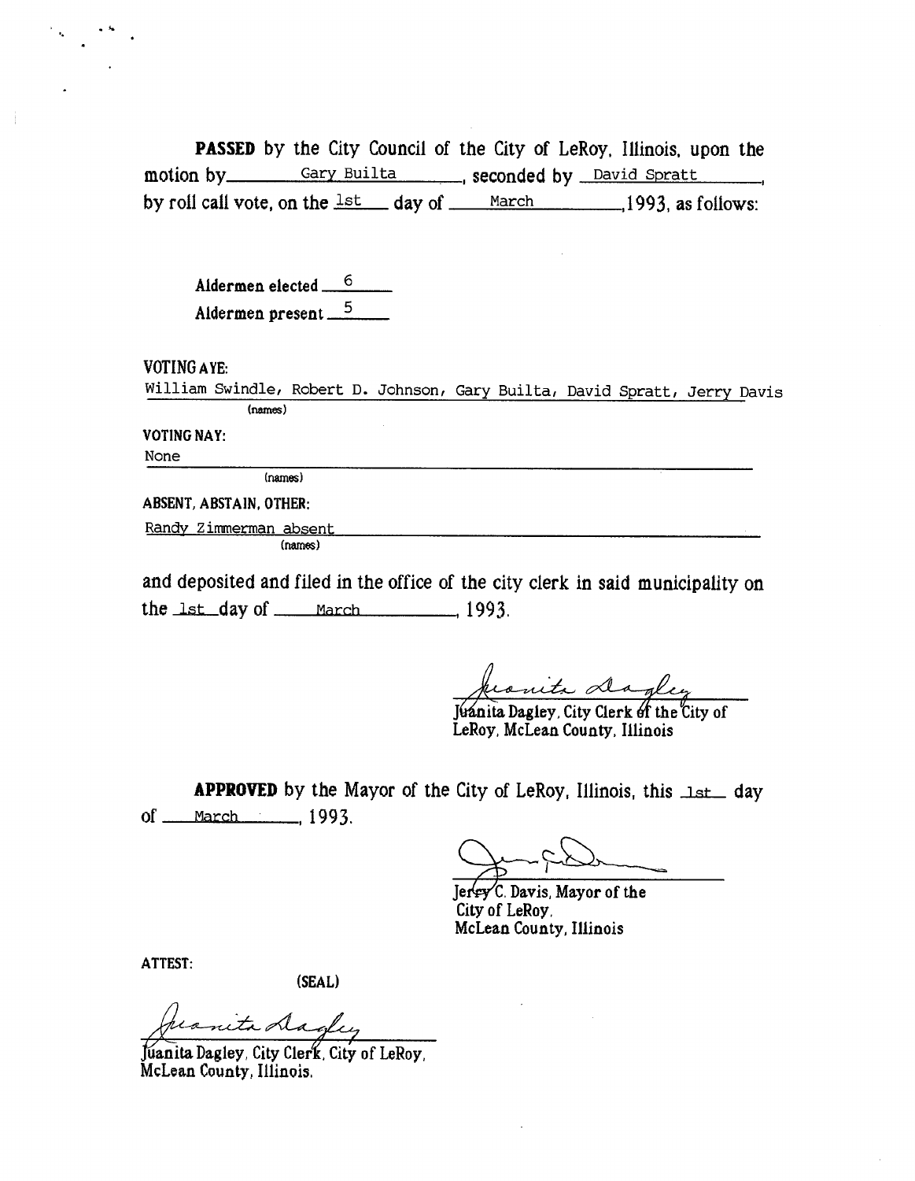**PASSED** by the City Council of the City of LeRoy, Illinois, upon the motion by Gary Builta, seconded by David Spratt, by roll call vote, on the 1st day of March, 1993, as follows:

Aldermen elected 6

Aldermen present 5

VOTING AYE:

William Swindle, Robert D. Johnson, Gary Builta, David Spratt, Jerry Davis
(names)

VOTING NAY:

None
(names)

ABSENT, ABSTAIN, OTHER:

Randy Zimmerman absent
(names)

and deposited and filed in the office of the city clerk in said municipality on the 1st day of March, 1993.

Juanita Dagley

Juanita Dagley, City Clerk of the City of LeRoy, McLean County, Illinois

**APPROVED** by the Mayor of the City of LeRoy, Illinois, this 1st day of March, 1993.

Jerry C. Davis, Mayor of the City of LeRoy, McLean County, Illinois

ATTEST:

(SEAL)

Juanita Dagley

Juanita Dagley, City Clerk, City of LeRoy, McLean County, Illinois.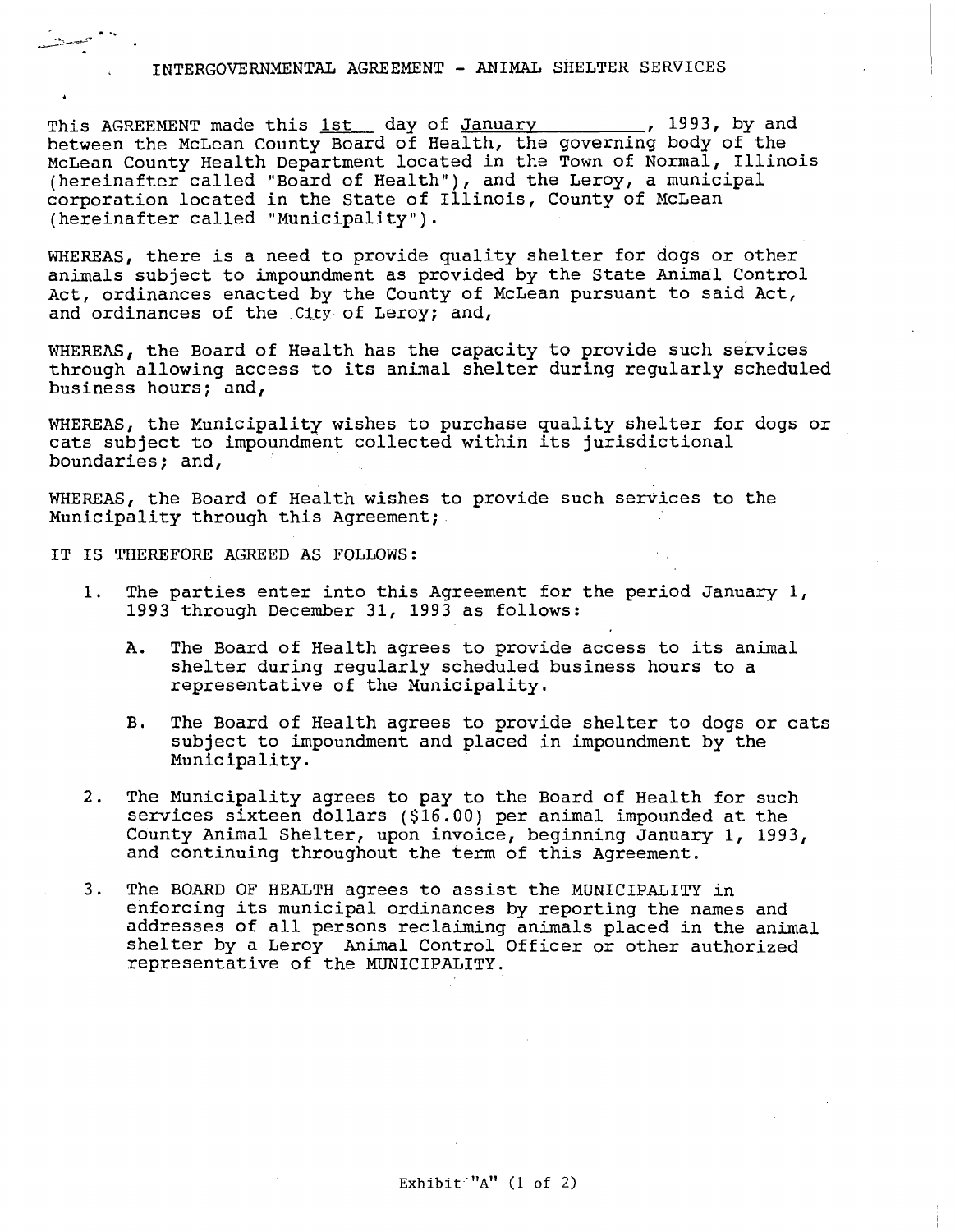# INTERGOVERNMENTAL AGREEMENT - ANIMAL SHELTER SERVICES

This AGREEMENT made this 1st day of January, 1993, by and between the McLean County Board of Health, the governing body of the McLean County Health Department located in the Town of Normal, Illinois (hereinafter called "Board of Health"), and the Leroy, a municipal corporation located in the State of Illinois, County of McLean (hereinafter called "Municipality").

WHEREAS, there is a need to provide quality shelter for dogs or other animals subject to impoundment as provided by the State Animal Control Act, ordinances enacted by the County of McLean pursuant to said Act, and ordinances of the City of Leroy; and,

WHEREAS, the Board of Health has the capacity to provide such services through allowing access to its animal shelter during regularly scheduled business hours; and,

WHEREAS, the Municipality wishes to purchase quality shelter for dogs or cats subject to impoundment collected within its jurisdictional boundaries; and,

WHEREAS, the Board of Health wishes to provide such services to the Municipality through this Agreement;

IT IS THEREFORE AGREED AS FOLLOWS:

1. The parties enter into this Agreement for the period January 1, 1993 through December 31, 1993 as follows:

   A. The Board of Health agrees to provide access to its animal shelter during regularly scheduled business hours to a representative of the Municipality.

   B. The Board of Health agrees to provide shelter to dogs or cats subject to impoundment and placed in impoundment by the Municipality.

2. The Municipality agrees to pay to the Board of Health for such services sixteen dollars ($16.00) per animal impounded at the County Animal Shelter, upon invoice, beginning January 1, 1993, and continuing throughout the term of this Agreement.

3. The BOARD OF HEALTH agrees to assist the MUNICIPALITY in enforcing its municipal ordinances by reporting the names and addresses of all persons reclaiming animals placed in the animal shelter by a Leroy Animal Control Officer or other authorized representative of the MUNICIPALITY.

Exhibit "A" (1 of 2)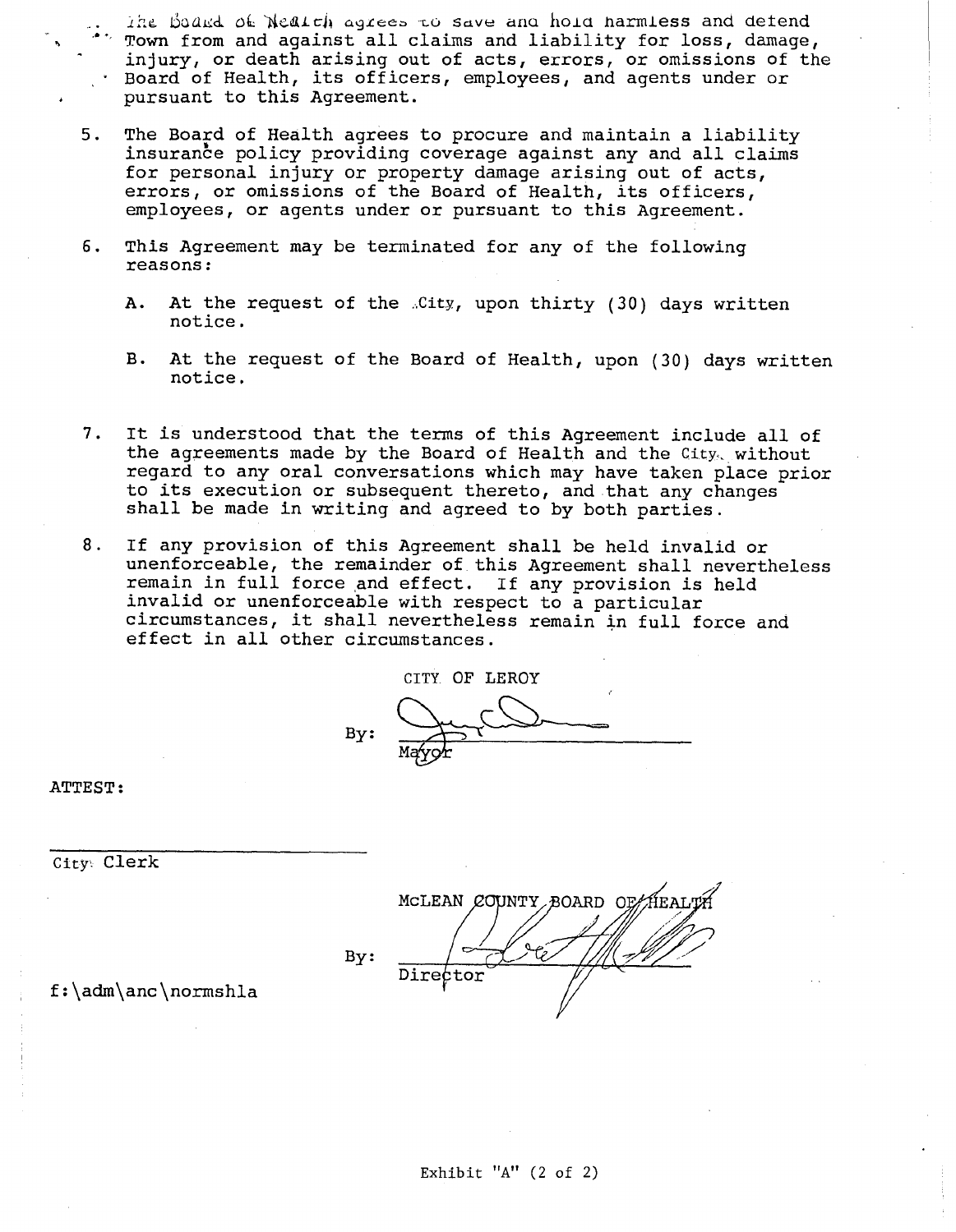The Board of Health agrees to save and hold harmless and defend Town from and against all claims and liability for loss, damage, injury, or death arising out of acts, errors, or omissions of the Board of Health, its officers, employees, and agents under or pursuant to this Agreement.

5. The Board of Health agrees to procure and maintain a liability insurance policy providing coverage against any and all claims for personal injury or property damage arising out of acts, errors, or omissions of the Board of Health, its officers, employees, or agents under or pursuant to this Agreement.

6. This Agreement may be terminated for any of the following reasons:

   A. At the request of the City, upon thirty (30) days written notice.

   B. At the request of the Board of Health, upon (30) days written notice.

7. It is understood that the terms of this Agreement include all of the agreements made by the Board of Health and the City without regard to any oral conversations which may have taken place prior to its execution or subsequent thereto, and that any changes shall be made in writing and agreed to by both parties.

8. If any provision of this Agreement shall be held invalid or unenforceable, the remainder of this Agreement shall nevertheless remain in full force and effect. If any provision is held invalid or unenforceable with respect to a particular circumstances, it shall nevertheless remain in full force and effect in all other circumstances.

CITY OF LEROY

By: ______________________
Mayor

ATTEST:

______________________
City Clerk

McLEAN COUNTY BOARD OF HEALTH

By: ______________________
Director

f:\adm\anc\normshla

Exhibit "A" (2 of 2)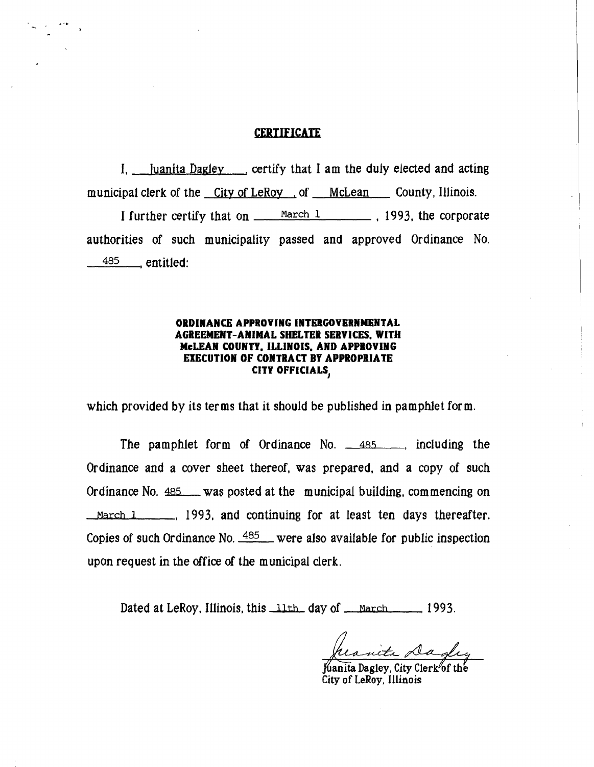# CERTIFICATE

I, Juanita Dagley, certify that I am the duly elected and acting municipal clerk of the City of LeRoy, of McLean County, Illinois.

I further certify that on March 1, 1993, the corporate authorities of such municipality passed and approved Ordinance No. 485, entitled:

**ORDINANCE APPROVING INTERGOVERNMENTAL AGREEMENT-ANIMAL SHELTER SERVICES, WITH McLEAN COUNTY, ILLINOIS, AND APPROVING EXECUTION OF CONTRACT BY APPROPRIATE CITY OFFICIALS,**

which provided by its terms that it should be published in pamphlet form.

The pamphlet form of Ordinance No. 485, including the Ordinance and a cover sheet thereof, was prepared, and a copy of such Ordinance No. 485 was posted at the municipal building, commencing on March 1, 1993, and continuing for at least ten days thereafter. Copies of such Ordinance No. 485 were also available for public inspection upon request in the office of the municipal clerk.

Dated at LeRoy, Illinois, this 11th day of March, 1993.

Juanita Dagley

Juanita Dagley, City Clerk of the City of LeRoy, Illinois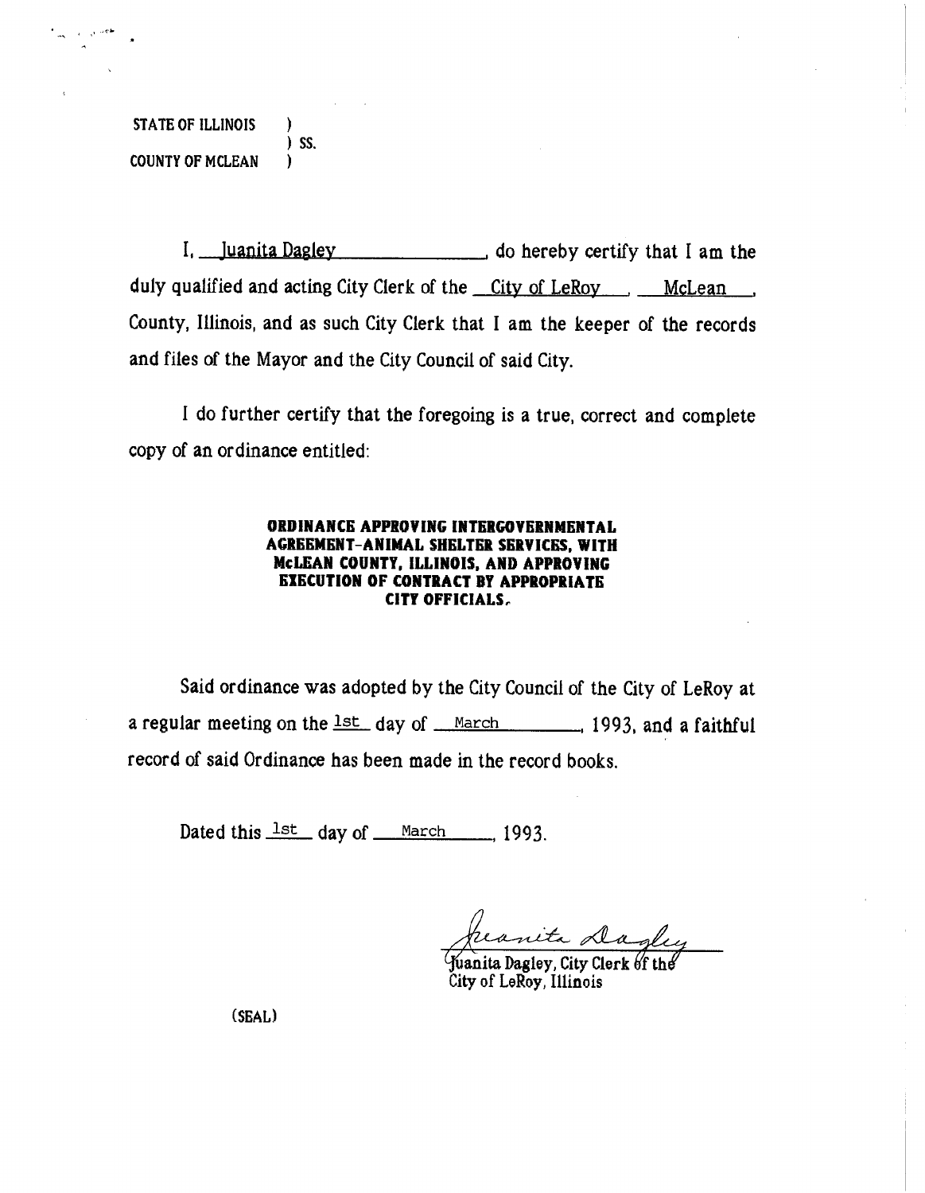STATE OF ILLINOIS )
) SS.
COUNTY OF MCLEAN )

I, Juanita Dagley, do hereby certify that I am the duly qualified and acting City Clerk of the City of LeRoy, McLean, County, Illinois, and as such City Clerk that I am the keeper of the records and files of the Mayor and the City Council of said City.

I do further certify that the foregoing is a true, correct and complete copy of an ordinance entitled:

**ORDINANCE APPROVING INTERGOVERNMENTAL AGREEMENT-ANIMAL SHELTER SERVICES, WITH McLEAN COUNTY, ILLINOIS, AND APPROVING EXECUTION OF CONTRACT BY APPROPRIATE CITY OFFICIALS.**

Said ordinance was adopted by the City Council of the City of LeRoy at a regular meeting on the 1st day of March, 1993, and a faithful record of said Ordinance has been made in the record books.

Dated this 1st day of March, 1993.

Juanita Dagley
Juanita Dagley, City Clerk of the City of LeRoy, Illinois

(SEAL)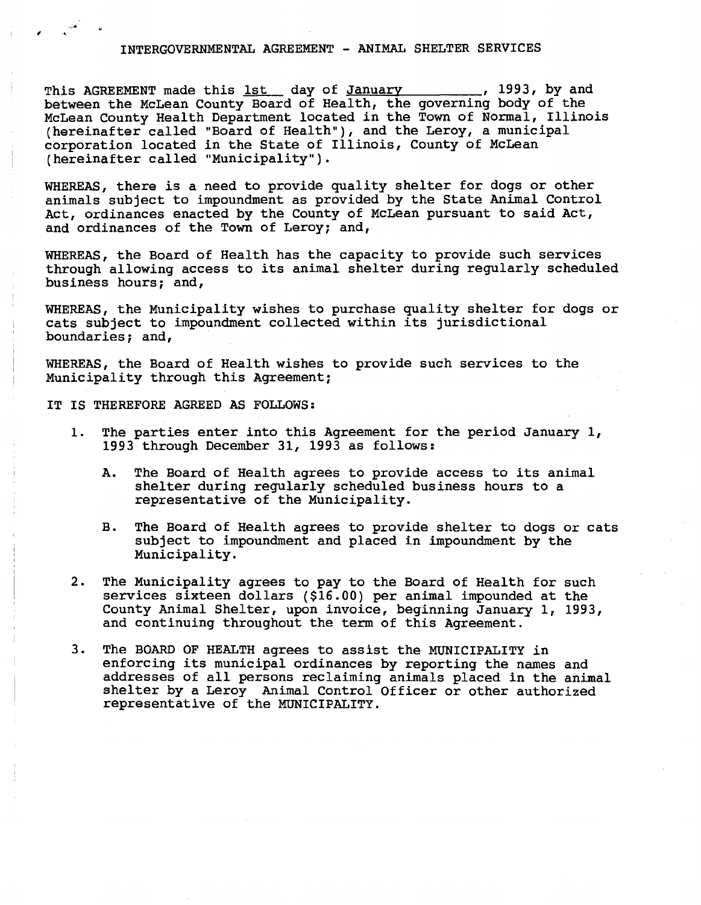# INTERGOVERNMENTAL AGREEMENT - ANIMAL SHELTER SERVICES

This AGREEMENT made this 1st day of January, 1993, by and between the McLean County Board of Health, the governing body of the McLean County Health Department located in the Town of Normal, Illinois (hereinafter called "Board of Health"), and the Leroy, a municipal corporation located in the State of Illinois, County of McLean (hereinafter called "Municipality").

WHEREAS, there is a need to provide quality shelter for dogs or other animals subject to impoundment as provided by the State Animal Control Act, ordinances enacted by the County of McLean pursuant to said Act, and ordinances of the Town of Leroy; and,

WHEREAS, the Board of Health has the capacity to provide such services through allowing access to its animal shelter during regularly scheduled business hours; and,

WHEREAS, the Municipality wishes to purchase quality shelter for dogs or cats subject to impoundment collected within its jurisdictional boundaries; and,

WHEREAS, the Board of Health wishes to provide such services to the Municipality through this Agreement;

IT IS THEREFORE AGREED AS FOLLOWS:

1. The parties enter into this Agreement for the period January 1, 1993 through December 31, 1993 as follows:

   A. The Board of Health agrees to provide access to its animal shelter during regularly scheduled business hours to a representative of the Municipality.

   B. The Board of Health agrees to provide shelter to dogs or cats subject to impoundment and placed in impoundment by the Municipality.

2. The Municipality agrees to pay to the Board of Health for such services sixteen dollars ($16.00) per animal impounded at the County Animal Shelter, upon invoice, beginning January 1, 1993, and continuing throughout the term of this Agreement.

3. The BOARD OF HEALTH agrees to assist the MUNICIPALITY in enforcing its municipal ordinances by reporting the names and addresses of all persons reclaiming animals placed in the animal shelter by a Leroy Animal Control Officer or other authorized representative of the MUNICIPALITY.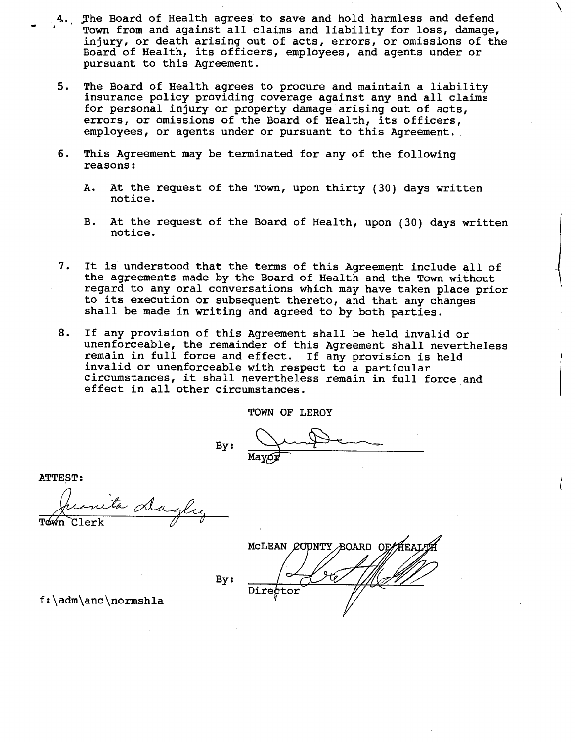4. The Board of Health agrees to save and hold harmless and defend Town from and against all claims and liability for loss, damage, injury, or death arising out of acts, errors, or omissions of the Board of Health, its officers, employees, and agents under or pursuant to this Agreement.

5. The Board of Health agrees to procure and maintain a liability insurance policy providing coverage against any and all claims for personal injury or property damage arising out of acts, errors, or omissions of the Board of Health, its officers, employees, or agents under or pursuant to this Agreement.

6. This Agreement may be terminated for any of the following reasons:

   A. At the request of the Town, upon thirty (30) days written notice.

   B. At the request of the Board of Health, upon (30) days written notice.

7. It is understood that the terms of this Agreement include all of the agreements made by the Board of Health and the Town without regard to any oral conversations which may have taken place prior to its execution or subsequent thereto, and that any changes shall be made in writing and agreed to by both parties.

8. If any provision of this Agreement shall be held invalid or unenforceable, the remainder of this Agreement shall nevertheless remain in full force and effect. If any provision is held invalid or unenforceable with respect to a particular circumstances, it shall nevertheless remain in full force and effect in all other circumstances.

TOWN OF LEROY

By: ______________________
Mayor

ATTEST:

Juanita Dagley
Town Clerk

McLEAN COUNTY BOARD OF HEALTH

By: ______________________
Director

f:\adm\anc\normshla